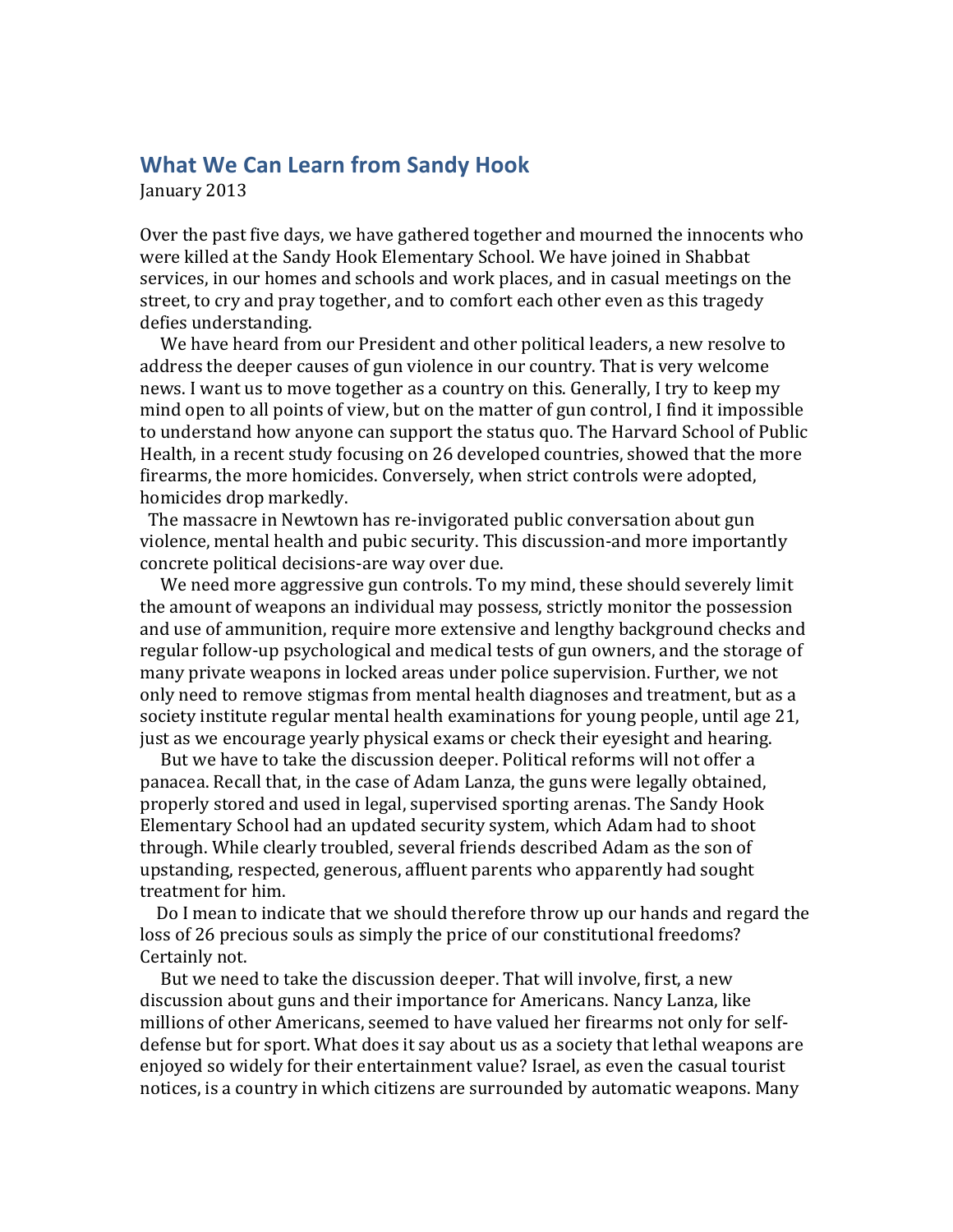## What We Can Learn from Sandy Hook

January 2013

Over the past five days, we have gathered together and mourned the innocents who were killed at the Sandy Hook Elementary School. We have joined in Shabbat services, in our homes and schools and work places, and in casual meetings on the street, to cry and pray together, and to comfort each other even as this tragedy defies understanding.

We have heard from our President and other political leaders, a new resolve to address the deeper causes of gun violence in our country. That is very welcome news. I want us to move together as a country on this. Generally, I try to keep my mind open to all points of view, but on the matter of gun control, I find it impossible to understand how anyone can support the status quo. The Harvard School of Public Health, in a recent study focusing on 26 developed countries, showed that the more firearms, the more homicides. Conversely, when strict controls were adopted, homicides drop markedly.

The massacre in Newtown has re-invigorated public conversation about gun violence, mental health and pubic security. This discussion-and more importantly concrete political decisions-are way over due.

We need more aggressive gun controls. To my mind, these should severely limit the amount of weapons an individual may possess, strictly monitor the possession and use of ammunition, require more extensive and lengthy background checks and regular follow-up psychological and medical tests of gun owners, and the storage of many private weapons in locked areas under police supervision. Further, we not only need to remove stigmas from mental health diagnoses and treatment, but as a society institute regular mental health examinations for young people, until age 21, just as we encourage yearly physical exams or check their eyesight and hearing.

But we have to take the discussion deeper. Political reforms will not offer a panacea. Recall that, in the case of Adam Lanza, the guns were legally obtained, properly stored and used in legal, supervised sporting arenas. The Sandy Hook Elementary School had an updated security system, which Adam had to shoot through. While clearly troubled, several friends described Adam as the son of upstanding, respected, generous, affluent parents who apparently had sought treatment for him.

Do I mean to indicate that we should therefore throw up our hands and regard the loss of 26 precious souls as simply the price of our constitutional freedoms? Certainly not.

But we need to take the discussion deeper. That will involve, first, a new discussion about guns and their importance for Americans. Nancy Lanza, like millions of other Americans, seemed to have valued her firearms not only for self-defense but for sport. What does it say about us as a society that lethal weapons are enjoyed so widely for their entertainment value? Israel, as even the casual tourist notices, is a country in which citizens are surrounded by automatic weapons. Many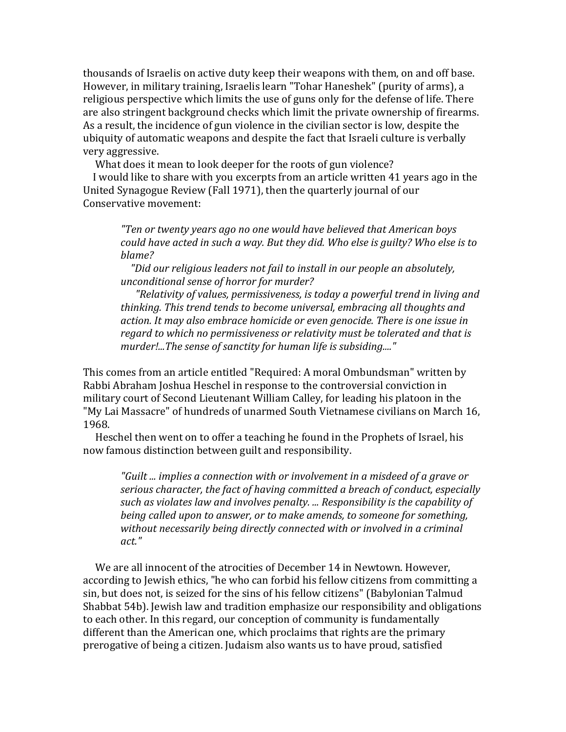thousands of Israelis on active duty keep their weapons with them, on and off base. However, in military training, Israelis learn "Tohar Haneshek" (purity of arms), a religious perspective which limits the use of guns only for the defense of life. There are also stringent background checks which limit the private ownership of firearms. As a result, the incidence of gun violence in the civilian sector is low, despite the ubiquity of automatic weapons and despite the fact that Israeli culture is verbally very aggressive.

What does it mean to look deeper for the roots of gun violence?

I would like to share with you excerpts from an article written 41 years ago in the United Synagogue Review (Fall 1971), then the quarterly journal of our Conservative movement:

> *"Ten or twenty years ago no one would have believed that American boys could have acted in such a way. But they did. Who else is guilty? Who else is to blame?*
>
> *"Did our religious leaders not fail to install in our people an absolutely, unconditional sense of horror for murder?*
>
> *"Relativity of values, permissiveness, is today a powerful trend in living and thinking. This trend tends to become universal, embracing all thoughts and action. It may also embrace homicide or even genocide. There is one issue in regard to which no permissiveness or relativity must be tolerated and that is murder!...The sense of sanctity for human life is subsiding...."*

This comes from an article entitled "Required: A moral Ombundsman" written by Rabbi Abraham Joshua Heschel in response to the controversial conviction in military court of Second Lieutenant William Calley, for leading his platoon in the "My Lai Massacre" of hundreds of unarmed South Vietnamese civilians on March 16, 1968.

Heschel then went on to offer a teaching he found in the Prophets of Israel, his now famous distinction between guilt and responsibility.

> *"Guilt ... implies a connection with or involvement in a misdeed of a grave or serious character, the fact of having committed a breach of conduct, especially such as violates law and involves penalty. ... Responsibility is the capability of being called upon to answer, or to make amends, to someone for something, without necessarily being directly connected with or involved in a criminal act."*

We are all innocent of the atrocities of December 14 in Newtown. However, according to Jewish ethics, "he who can forbid his fellow citizens from committing a sin, but does not, is seized for the sins of his fellow citizens" (Babylonian Talmud Shabbat 54b). Jewish law and tradition emphasize our responsibility and obligations to each other. In this regard, our conception of community is fundamentally different than the American one, which proclaims that rights are the primary prerogative of being a citizen. Judaism also wants us to have proud, satisfied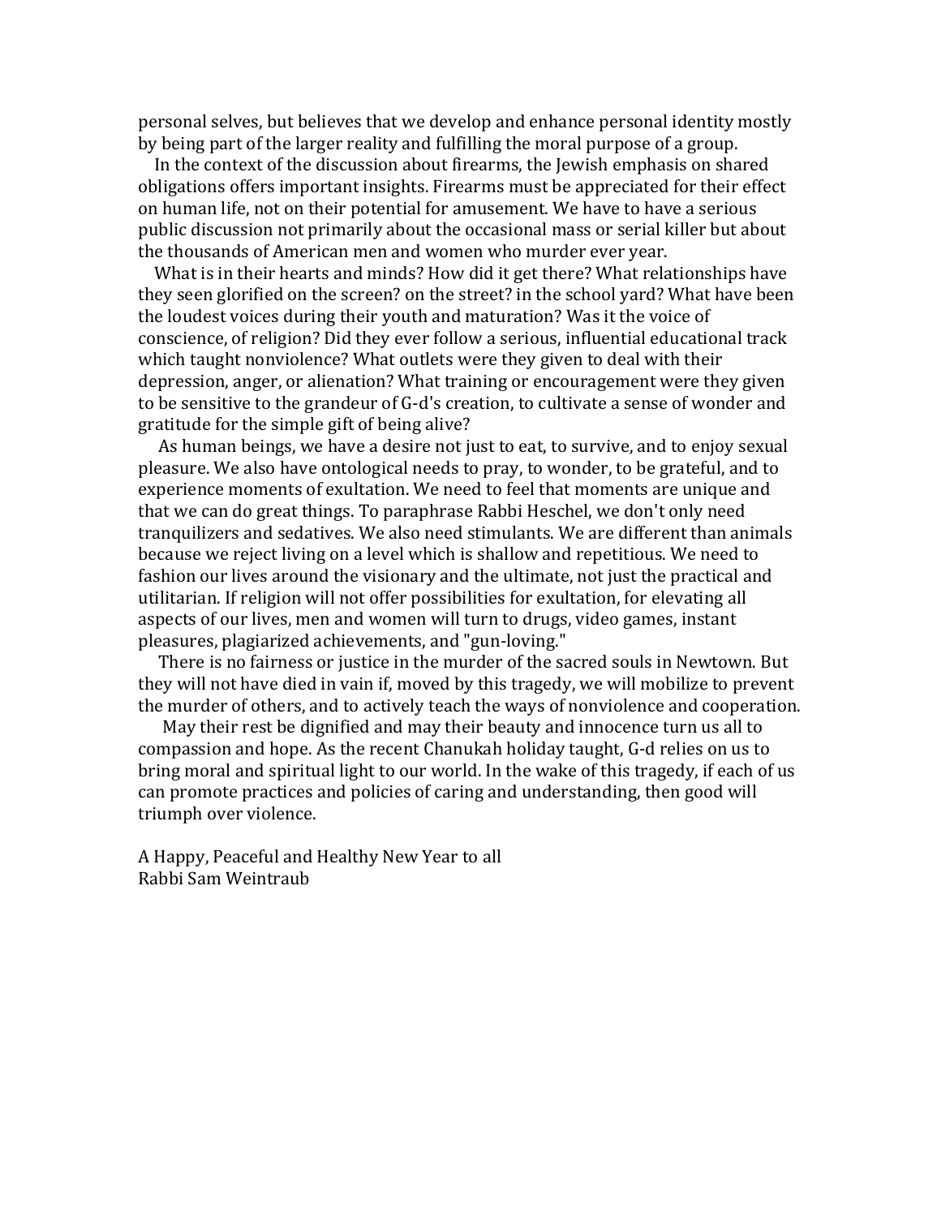personal selves, but believes that we develop and enhance personal identity mostly by being part of the larger reality and fulfilling the moral purpose of a group.

In the context of the discussion about firearms, the Jewish emphasis on shared obligations offers important insights. Firearms must be appreciated for their effect on human life, not on their potential for amusement. We have to have a serious public discussion not primarily about the occasional mass or serial killer but about the thousands of American men and women who murder ever year.

What is in their hearts and minds? How did it get there? What relationships have they seen glorified on the screen? on the street? in the school yard? What have been the loudest voices during their youth and maturation? Was it the voice of conscience, of religion? Did they ever follow a serious, influential educational track which taught nonviolence? What outlets were they given to deal with their depression, anger, or alienation? What training or encouragement were they given to be sensitive to the grandeur of G-d's creation, to cultivate a sense of wonder and gratitude for the simple gift of being alive?

As human beings, we have a desire not just to eat, to survive, and to enjoy sexual pleasure. We also have ontological needs to pray, to wonder, to be grateful, and to experience moments of exultation. We need to feel that moments are unique and that we can do great things. To paraphrase Rabbi Heschel, we don't only need tranquilizers and sedatives. We also need stimulants. We are different than animals because we reject living on a level which is shallow and repetitious. We need to fashion our lives around the visionary and the ultimate, not just the practical and utilitarian. If religion will not offer possibilities for exultation, for elevating all aspects of our lives, men and women will turn to drugs, video games, instant pleasures, plagiarized achievements, and "gun-loving."

There is no fairness or justice in the murder of the sacred souls in Newtown. But they will not have died in vain if, moved by this tragedy, we will mobilize to prevent the murder of others, and to actively teach the ways of nonviolence and cooperation.

May their rest be dignified and may their beauty and innocence turn us all to compassion and hope. As the recent Chanukah holiday taught, G-d relies on us to bring moral and spiritual light to our world. In the wake of this tragedy, if each of us can promote practices and policies of caring and understanding, then good will triumph over violence.

A Happy, Peaceful and Healthy New Year to all
Rabbi Sam Weintraub